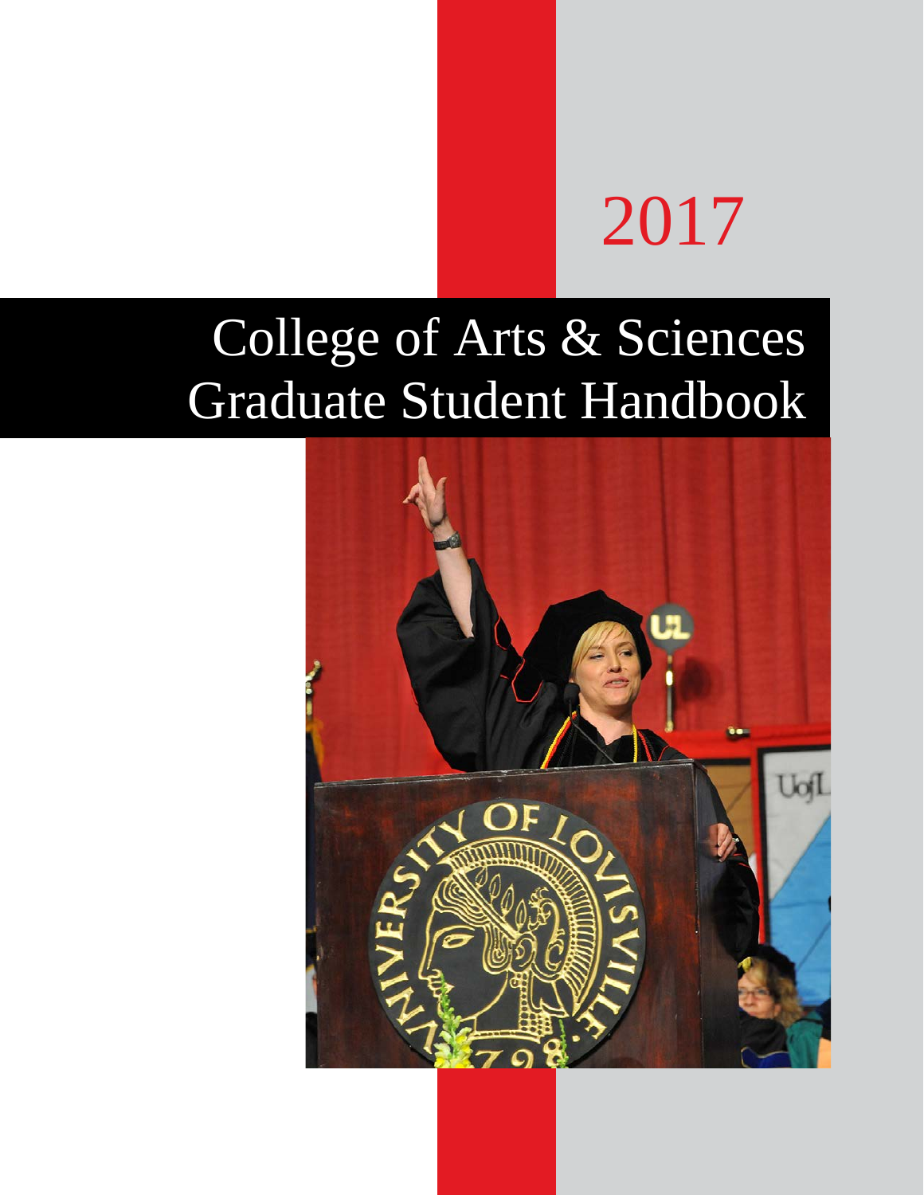2017

# College of Arts & Sciences Graduate Student Handbook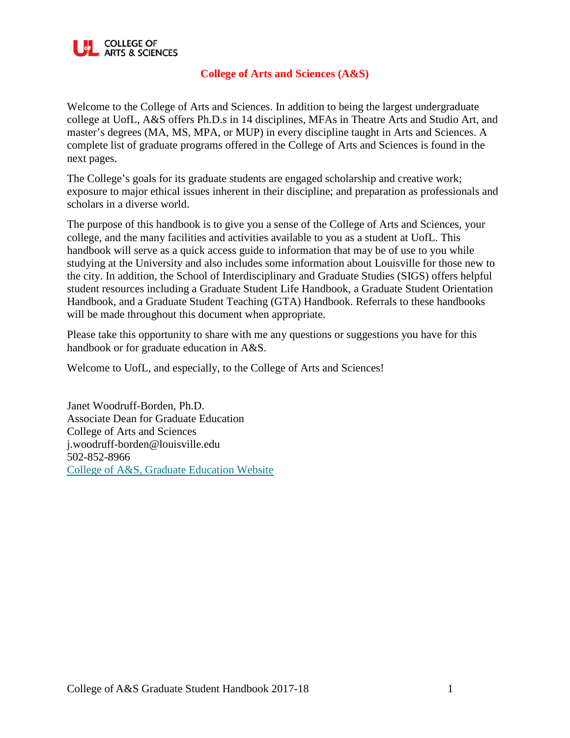# College of Arts and Sciences (A&S)

Welcome to the College of Arts and Sciences. In addition to being the largest undergraduate college at UofL, A&S offers Ph.D.s in 14 disciplines, MFAs in Theatre Arts and Studio Art, and master's degrees (MA, MS, MPA, or MUP) in every discipline taught in Arts and Sciences. A complete list of graduate programs offered in the College of Arts and Sciences is found in the next pages.

The College's goals for its graduate students are engaged scholarship and creative work; exposure to major ethical issues inherent in their discipline; and preparation as professionals and scholars in a diverse world.

The purpose of this handbook is to give you a sense of the College of Arts and Sciences, your college, and the many facilities and activities available to you as a student at UofL. This handbook will serve as a quick access guide to information that may be of use to you while studying at the University and also includes some information about Louisville for those new to the city. In addition, the School of Interdisciplinary and Graduate Studies (SIGS) offers helpful student resources including a Graduate Student Life Handbook, a Graduate Student Orientation Handbook, and a Graduate Student Teaching (GTA) Handbook. Referrals to these handbooks will be made throughout this document when appropriate.

Please take this opportunity to share with me any questions or suggestions you have for this handbook or for graduate education in A&S.

Welcome to UofL, and especially, to the College of Arts and Sciences!

Janet Woodruff-Borden, Ph.D.
Associate Dean for Graduate Education
College of Arts and Sciences
j.woodruff-borden@louisville.edu
502-852-8966
College of A&S, Graduate Education Website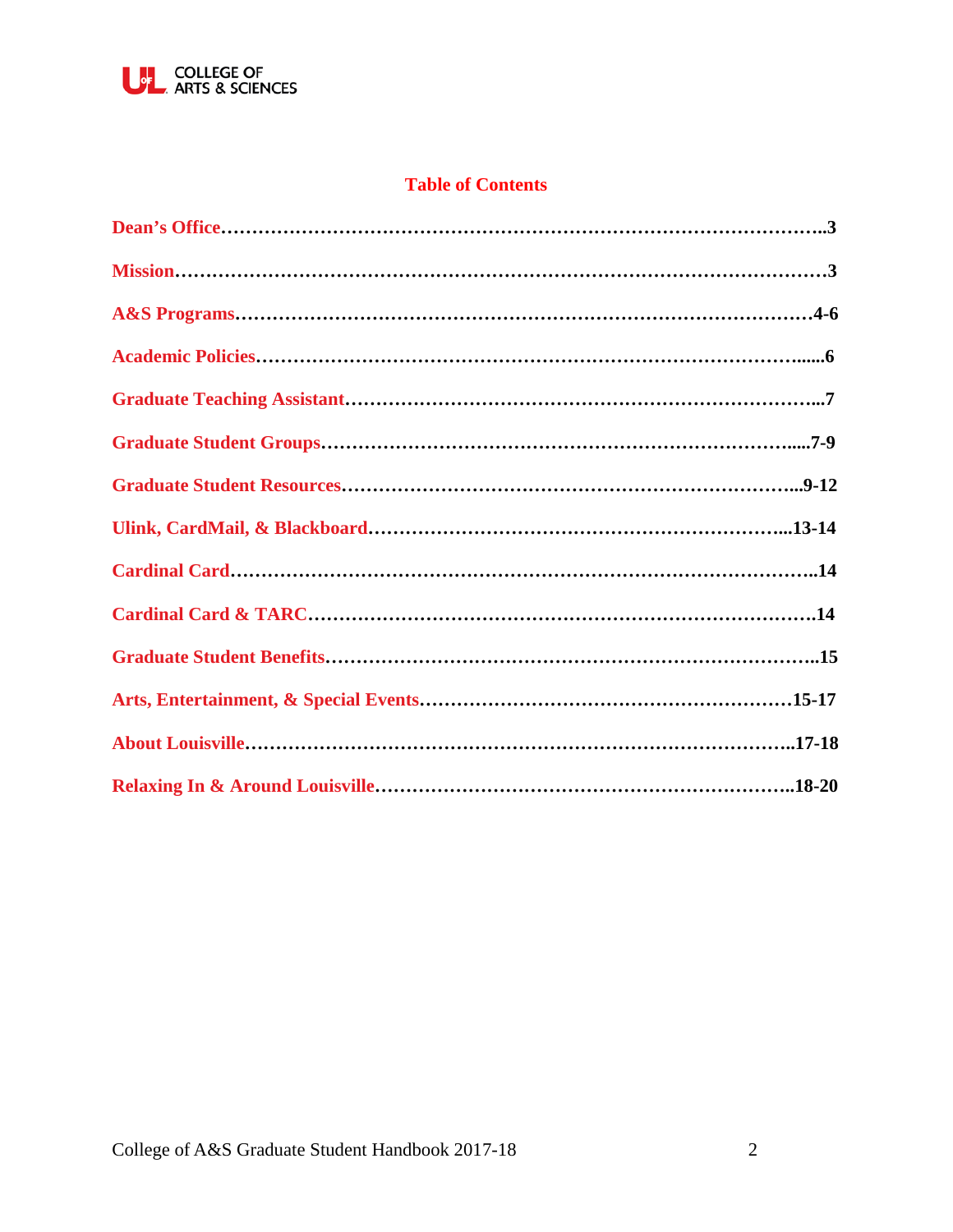## Table of Contents

| Section | Page |
|---|---|
| Dean's Office | 3 |
| Mission | 3 |
| A&S Programs | 4-6 |
| Academic Policies | 6 |
| Graduate Teaching Assistant | 7 |
| Graduate Student Groups | 7-9 |
| Graduate Student Resources | 9-12 |
| Ulink, CardMail, & Blackboard | 13-14 |
| Cardinal Card | 14 |
| Cardinal Card & TARC | 14 |
| Graduate Student Benefits | 15 |
| Arts, Entertainment, & Special Events | 15-17 |
| About Louisville | 17-18 |
| Relaxing In & Around Louisville | 18-20 |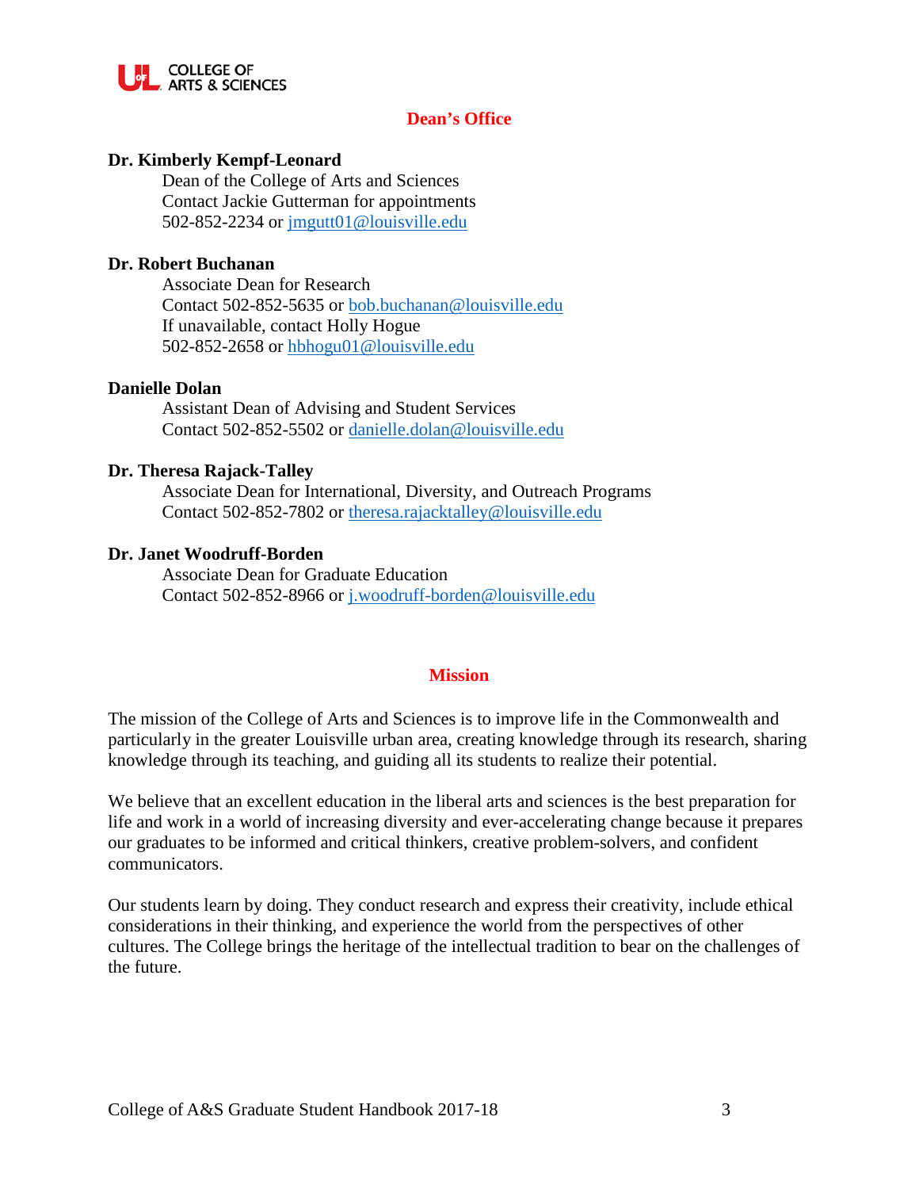## Dean's Office

**Dr. Kimberly Kempf-Leonard**
Dean of the College of Arts and Sciences
Contact Jackie Gutterman for appointments
502-852-2234 or jmgutt01@louisville.edu

**Dr. Robert Buchanan**
Associate Dean for Research
Contact 502-852-5635 or bob.buchanan@louisville.edu
If unavailable, contact Holly Hogue
502-852-2658 or hbhogu01@louisville.edu

**Danielle Dolan**
Assistant Dean of Advising and Student Services
Contact 502-852-5502 or danielle.dolan@louisville.edu

**Dr. Theresa Rajack-Talley**
Associate Dean for International, Diversity, and Outreach Programs
Contact 502-852-7802 or theresa.rajacktalley@louisville.edu

**Dr. Janet Woodruff-Borden**
Associate Dean for Graduate Education
Contact 502-852-8966 or j.woodruff-borden@louisville.edu

## Mission

The mission of the College of Arts and Sciences is to improve life in the Commonwealth and particularly in the greater Louisville urban area, creating knowledge through its research, sharing knowledge through its teaching, and guiding all its students to realize their potential.

We believe that an excellent education in the liberal arts and sciences is the best preparation for life and work in a world of increasing diversity and ever-accelerating change because it prepares our graduates to be informed and critical thinkers, creative problem-solvers, and confident communicators.

Our students learn by doing. They conduct research and express their creativity, include ethical considerations in their thinking, and experience the world from the perspectives of other cultures. The College brings the heritage of the intellectual tradition to bear on the challenges of the future.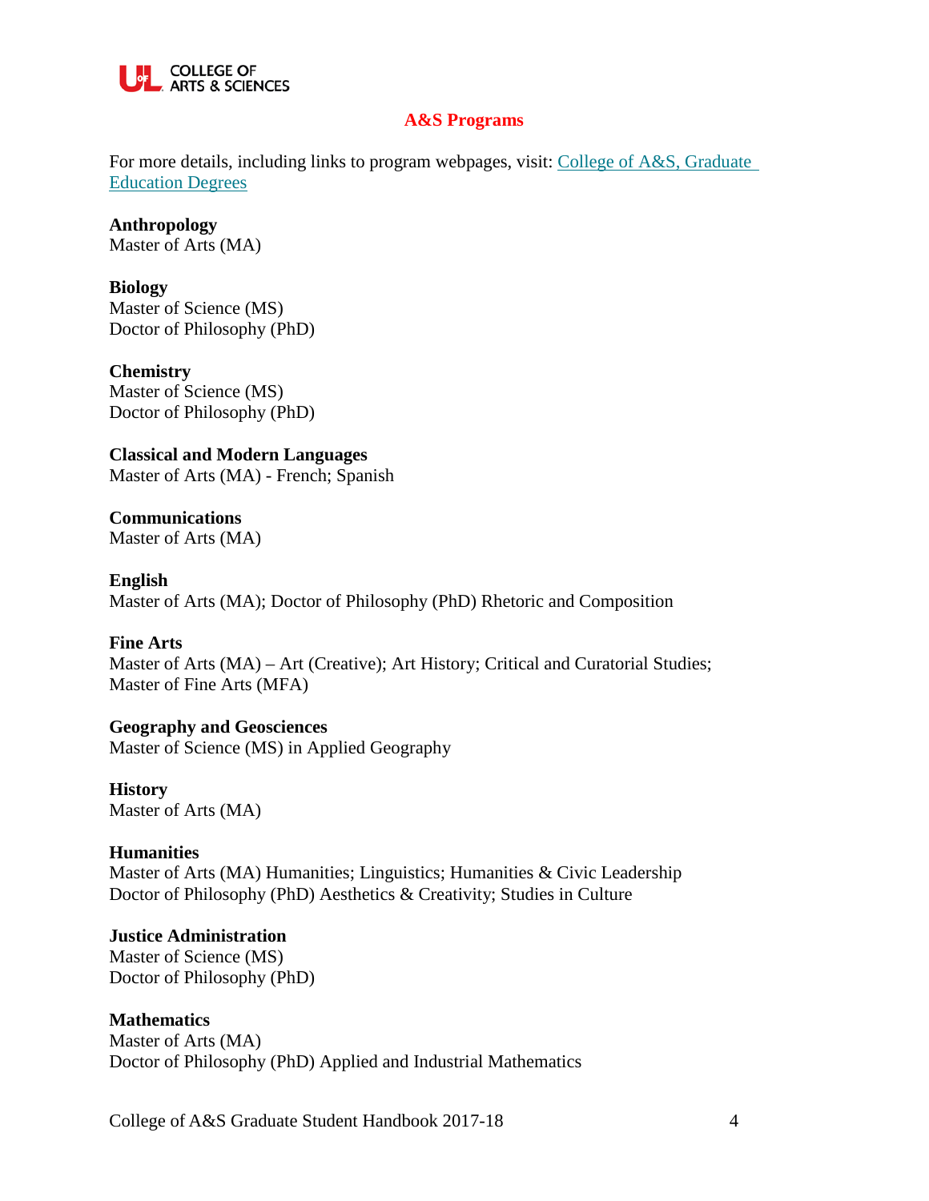## A&S Programs

For more details, including links to program webpages, visit: [College of A&S, Graduate Education Degrees]()

**Anthropology**
Master of Arts (MA)

**Biology**
Master of Science (MS)
Doctor of Philosophy (PhD)

**Chemistry**
Master of Science (MS)
Doctor of Philosophy (PhD)

**Classical and Modern Languages**
Master of Arts (MA) - French; Spanish

**Communications**
Master of Arts (MA)

**English**
Master of Arts (MA); Doctor of Philosophy (PhD) Rhetoric and Composition

**Fine Arts**
Master of Arts (MA) – Art (Creative); Art History; Critical and Curatorial Studies;
Master of Fine Arts (MFA)

**Geography and Geosciences**
Master of Science (MS) in Applied Geography

**History**
Master of Arts (MA)

**Humanities**
Master of Arts (MA) Humanities; Linguistics; Humanities & Civic Leadership
Doctor of Philosophy (PhD) Aesthetics & Creativity; Studies in Culture

**Justice Administration**
Master of Science (MS)
Doctor of Philosophy (PhD)

**Mathematics**
Master of Arts (MA)
Doctor of Philosophy (PhD) Applied and Industrial Mathematics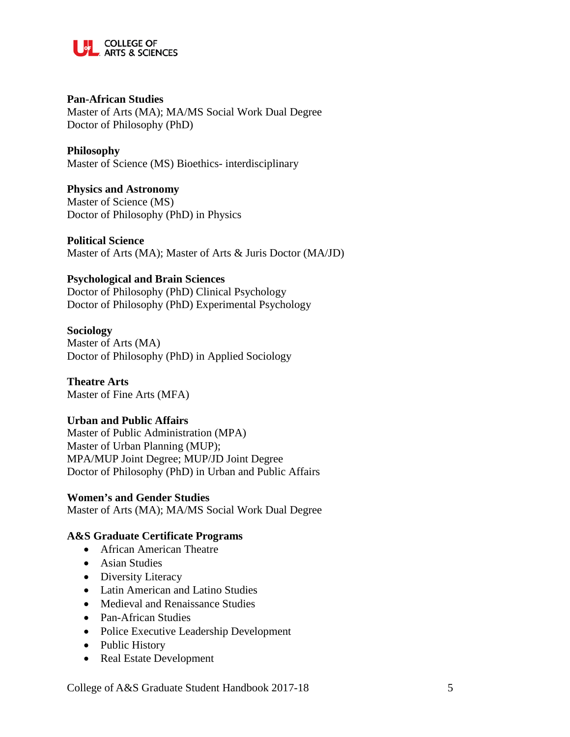**Pan-African Studies**
Master of Arts (MA); MA/MS Social Work Dual Degree
Doctor of Philosophy (PhD)

**Philosophy**
Master of Science (MS) Bioethics- interdisciplinary

**Physics and Astronomy**
Master of Science (MS)
Doctor of Philosophy (PhD) in Physics

**Political Science**
Master of Arts (MA); Master of Arts & Juris Doctor (MA/JD)

**Psychological and Brain Sciences**
Doctor of Philosophy (PhD) Clinical Psychology
Doctor of Philosophy (PhD) Experimental Psychology

**Sociology**
Master of Arts (MA)
Doctor of Philosophy (PhD) in Applied Sociology

**Theatre Arts**
Master of Fine Arts (MFA)

**Urban and Public Affairs**
Master of Public Administration (MPA)
Master of Urban Planning (MUP);
MPA/MUP Joint Degree; MUP/JD Joint Degree
Doctor of Philosophy (PhD) in Urban and Public Affairs

**Women's and Gender Studies**
Master of Arts (MA); MA/MS Social Work Dual Degree

**A&S Graduate Certificate Programs**

- African American Theatre
- Asian Studies
- Diversity Literacy
- Latin American and Latino Studies
- Medieval and Renaissance Studies
- Pan-African Studies
- Police Executive Leadership Development
- Public History
- Real Estate Development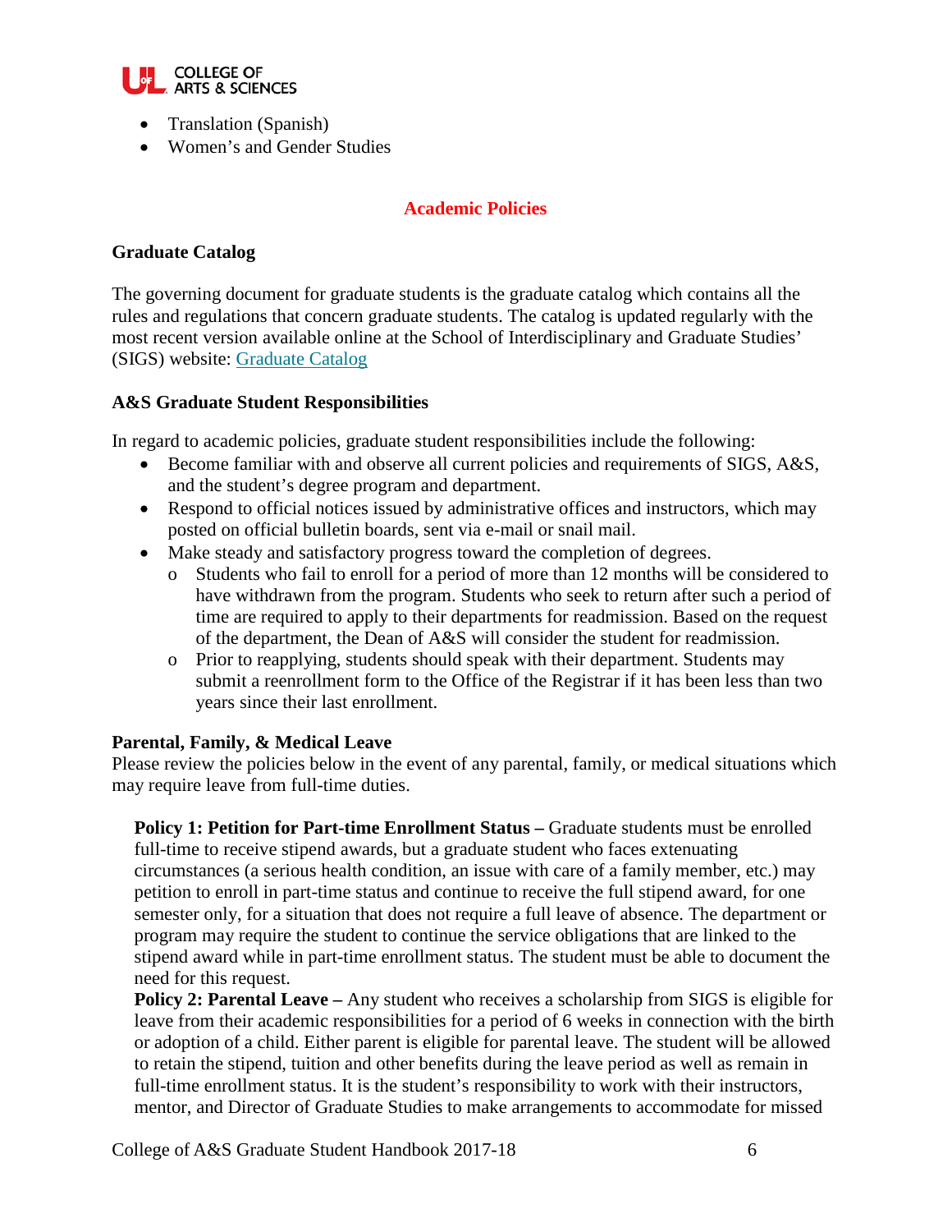- Translation (Spanish)
- Women's and Gender Studies

## Academic Policies

### Graduate Catalog

The governing document for graduate students is the graduate catalog which contains all the rules and regulations that concern graduate students. The catalog is updated regularly with the most recent version available online at the School of Interdisciplinary and Graduate Studies' (SIGS) website: Graduate Catalog

### A&S Graduate Student Responsibilities

In regard to academic policies, graduate student responsibilities include the following:

- Become familiar with and observe all current policies and requirements of SIGS, A&S, and the student's degree program and department.
- Respond to official notices issued by administrative offices and instructors, which may posted on official bulletin boards, sent via e-mail or snail mail.
- Make steady and satisfactory progress toward the completion of degrees.
  - Students who fail to enroll for a period of more than 12 months will be considered to have withdrawn from the program. Students who seek to return after such a period of time are required to apply to their departments for readmission. Based on the request of the department, the Dean of A&S will consider the student for readmission.
  - Prior to reapplying, students should speak with their department. Students may submit a reenrollment form to the Office of the Registrar if it has been less than two years since their last enrollment.

### Parental, Family, & Medical Leave

Please review the policies below in the event of any parental, family, or medical situations which may require leave from full-time duties.

**Policy 1: Petition for Part-time Enrollment Status –** Graduate students must be enrolled full-time to receive stipend awards, but a graduate student who faces extenuating circumstances (a serious health condition, an issue with care of a family member, etc.) may petition to enroll in part-time status and continue to receive the full stipend award, for one semester only, for a situation that does not require a full leave of absence. The department or program may require the student to continue the service obligations that are linked to the stipend award while in part-time enrollment status. The student must be able to document the need for this request.

**Policy 2: Parental Leave –** Any student who receives a scholarship from SIGS is eligible for leave from their academic responsibilities for a period of 6 weeks in connection with the birth or adoption of a child. Either parent is eligible for parental leave. The student will be allowed to retain the stipend, tuition and other benefits during the leave period as well as remain in full-time enrollment status. It is the student's responsibility to work with their instructors, mentor, and Director of Graduate Studies to make arrangements to accommodate for missed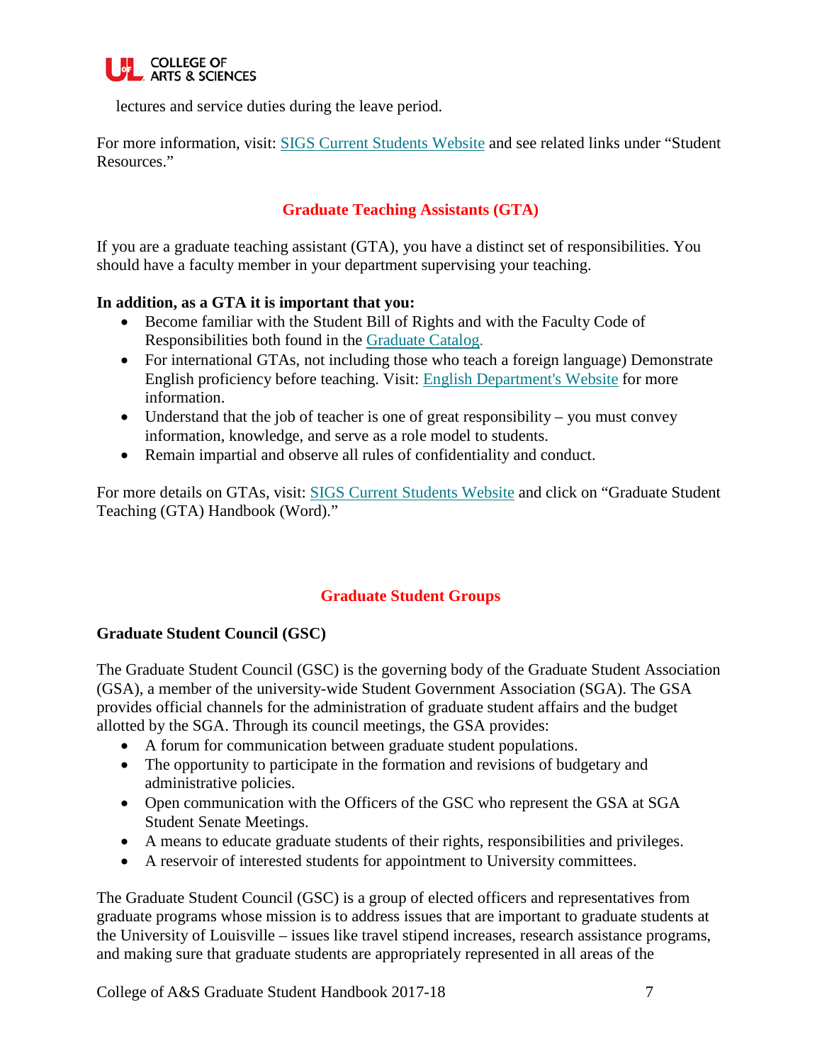lectures and service duties during the leave period.

For more information, visit: SIGS Current Students Website and see related links under "Student Resources."

## Graduate Teaching Assistants (GTA)

If you are a graduate teaching assistant (GTA), you have a distinct set of responsibilities. You should have a faculty member in your department supervising your teaching.

**In addition, as a GTA it is important that you:**

- Become familiar with the Student Bill of Rights and with the Faculty Code of Responsibilities both found in the Graduate Catalog.
- For international GTAs, not including those who teach a foreign language) Demonstrate English proficiency before teaching. Visit: English Department's Website for more information.
- Understand that the job of teacher is one of great responsibility – you must convey information, knowledge, and serve as a role model to students.
- Remain impartial and observe all rules of confidentiality and conduct.

For more details on GTAs, visit: SIGS Current Students Website and click on "Graduate Student Teaching (GTA) Handbook (Word)."

## Graduate Student Groups

### Graduate Student Council (GSC)

The Graduate Student Council (GSC) is the governing body of the Graduate Student Association (GSA), a member of the university-wide Student Government Association (SGA). The GSA provides official channels for the administration of graduate student affairs and the budget allotted by the SGA. Through its council meetings, the GSA provides:

- A forum for communication between graduate student populations.
- The opportunity to participate in the formation and revisions of budgetary and administrative policies.
- Open communication with the Officers of the GSC who represent the GSA at SGA Student Senate Meetings.
- A means to educate graduate students of their rights, responsibilities and privileges.
- A reservoir of interested students for appointment to University committees.

The Graduate Student Council (GSC) is a group of elected officers and representatives from graduate programs whose mission is to address issues that are important to graduate students at the University of Louisville – issues like travel stipend increases, research assistance programs, and making sure that graduate students are appropriately represented in all areas of the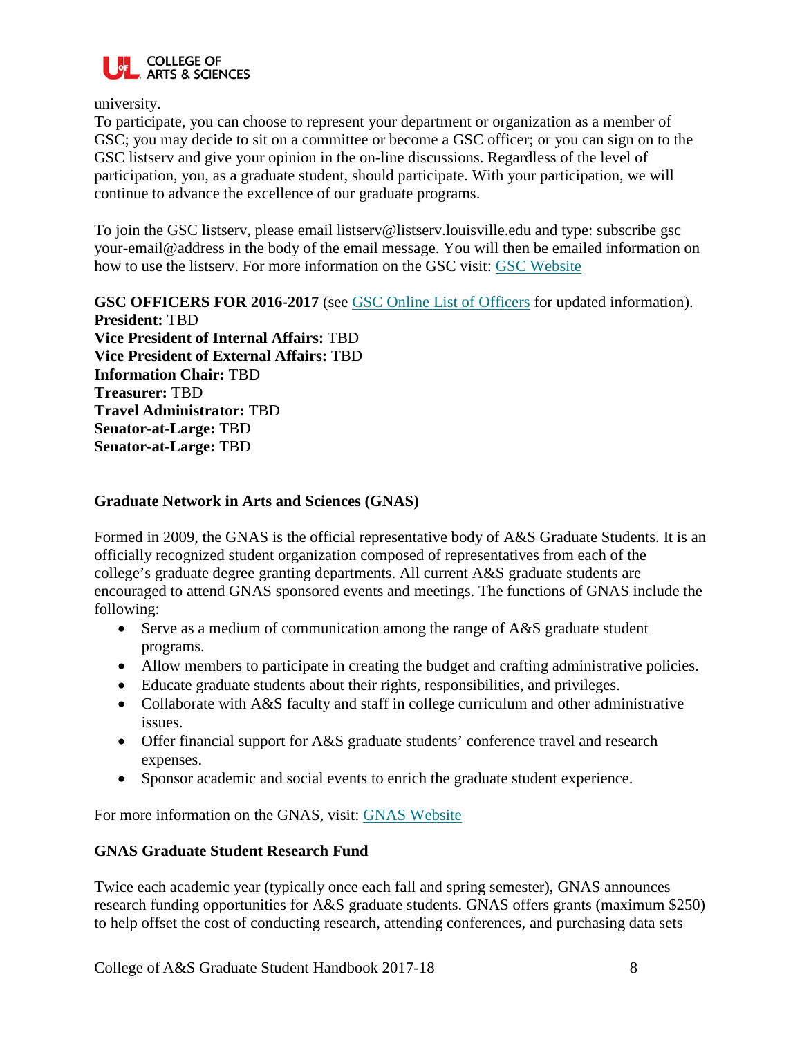university.

To participate, you can choose to represent your department or organization as a member of GSC; you may decide to sit on a committee or become a GSC officer; or you can sign on to the GSC listserv and give your opinion in the on-line discussions. Regardless of the level of participation, you, as a graduate student, should participate. With your participation, we will continue to advance the excellence of our graduate programs.

To join the GSC listserv, please email listserv@listserv.louisville.edu and type: subscribe gsc your-email@address in the body of the email message. You will then be emailed information on how to use the listserv. For more information on the GSC visit: GSC Website

**GSC OFFICERS FOR 2016-2017** (see GSC Online List of Officers for updated information).
**President:** TBD
**Vice President of Internal Affairs:** TBD
**Vice President of External Affairs:** TBD
**Information Chair:** TBD
**Treasurer:** TBD
**Travel Administrator:** TBD
**Senator-at-Large:** TBD
**Senator-at-Large:** TBD

### Graduate Network in Arts and Sciences (GNAS)

Formed in 2009, the GNAS is the official representative body of A&S Graduate Students. It is an officially recognized student organization composed of representatives from each of the college's graduate degree granting departments. All current A&S graduate students are encouraged to attend GNAS sponsored events and meetings. The functions of GNAS include the following:

- Serve as a medium of communication among the range of A&S graduate student programs.
- Allow members to participate in creating the budget and crafting administrative policies.
- Educate graduate students about their rights, responsibilities, and privileges.
- Collaborate with A&S faculty and staff in college curriculum and other administrative issues.
- Offer financial support for A&S graduate students' conference travel and research expenses.
- Sponsor academic and social events to enrich the graduate student experience.

For more information on the GNAS, visit: GNAS Website

### GNAS Graduate Student Research Fund

Twice each academic year (typically once each fall and spring semester), GNAS announces research funding opportunities for A&S graduate students. GNAS offers grants (maximum $250) to help offset the cost of conducting research, attending conferences, and purchasing data sets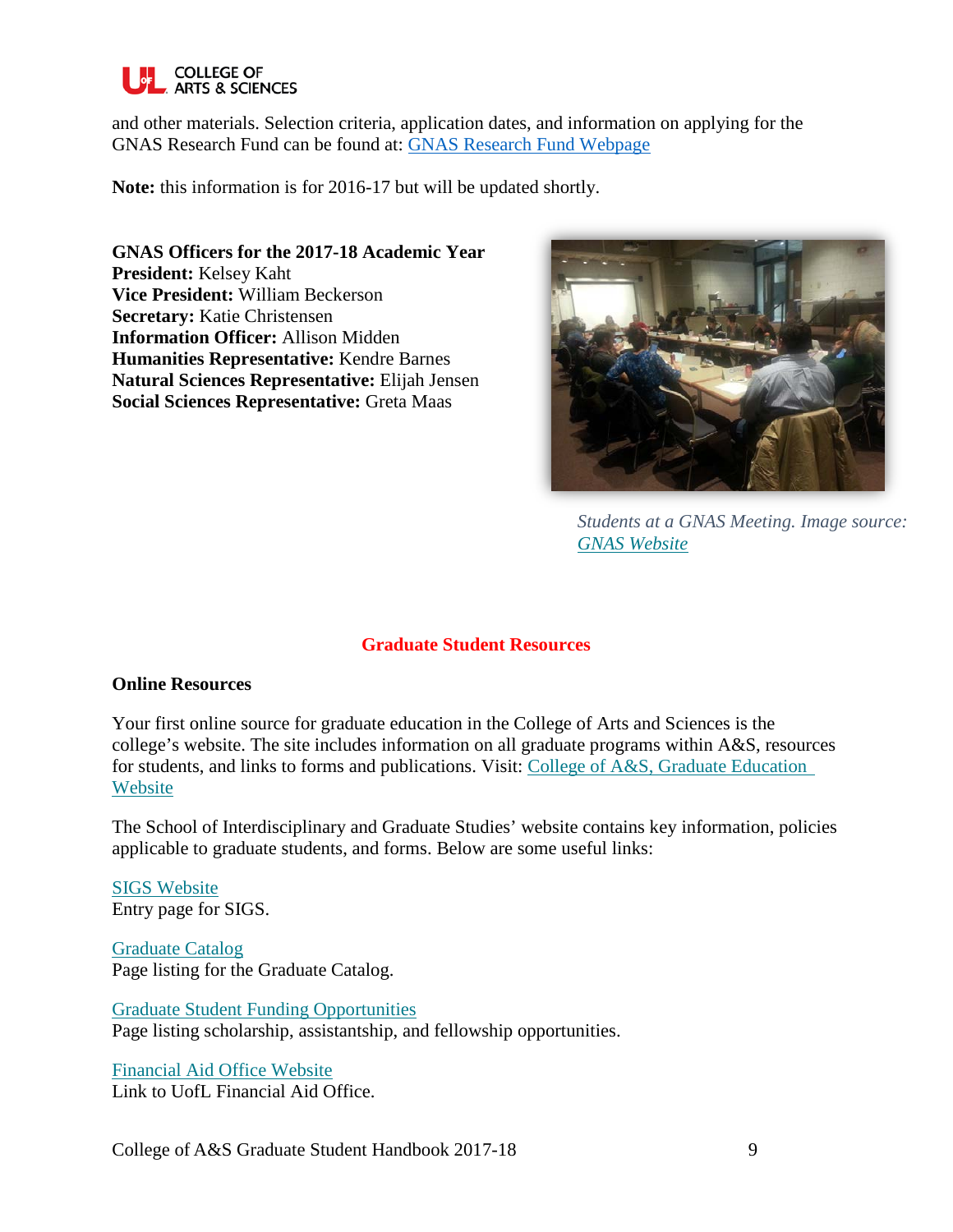and other materials. Selection criteria, application dates, and information on applying for the GNAS Research Fund can be found at: [GNAS Research Fund Webpage]

**Note:** this information is for 2016-17 but will be updated shortly.

**GNAS Officers for the 2017-18 Academic Year**
**President:** Kelsey Kaht
**Vice President:** William Beckerson
**Secretary:** Katie Christensen
**Information Officer:** Allison Midden
**Humanities Representative:** Kendre Barnes
**Natural Sciences Representative:** Elijah Jensen
**Social Sciences Representative:** Greta Maas

*Students at a GNAS Meeting. Image source: GNAS Website*

## Graduate Student Resources

### Online Resources

Your first online source for graduate education in the College of Arts and Sciences is the college's website. The site includes information on all graduate programs within A&S, resources for students, and links to forms and publications. Visit: College of A&S, Graduate Education Website

The School of Interdisciplinary and Graduate Studies' website contains key information, policies applicable to graduate students, and forms. Below are some useful links:

SIGS Website
Entry page for SIGS.

Graduate Catalog
Page listing for the Graduate Catalog.

Graduate Student Funding Opportunities
Page listing scholarship, assistantship, and fellowship opportunities.

Financial Aid Office Website
Link to UofL Financial Aid Office.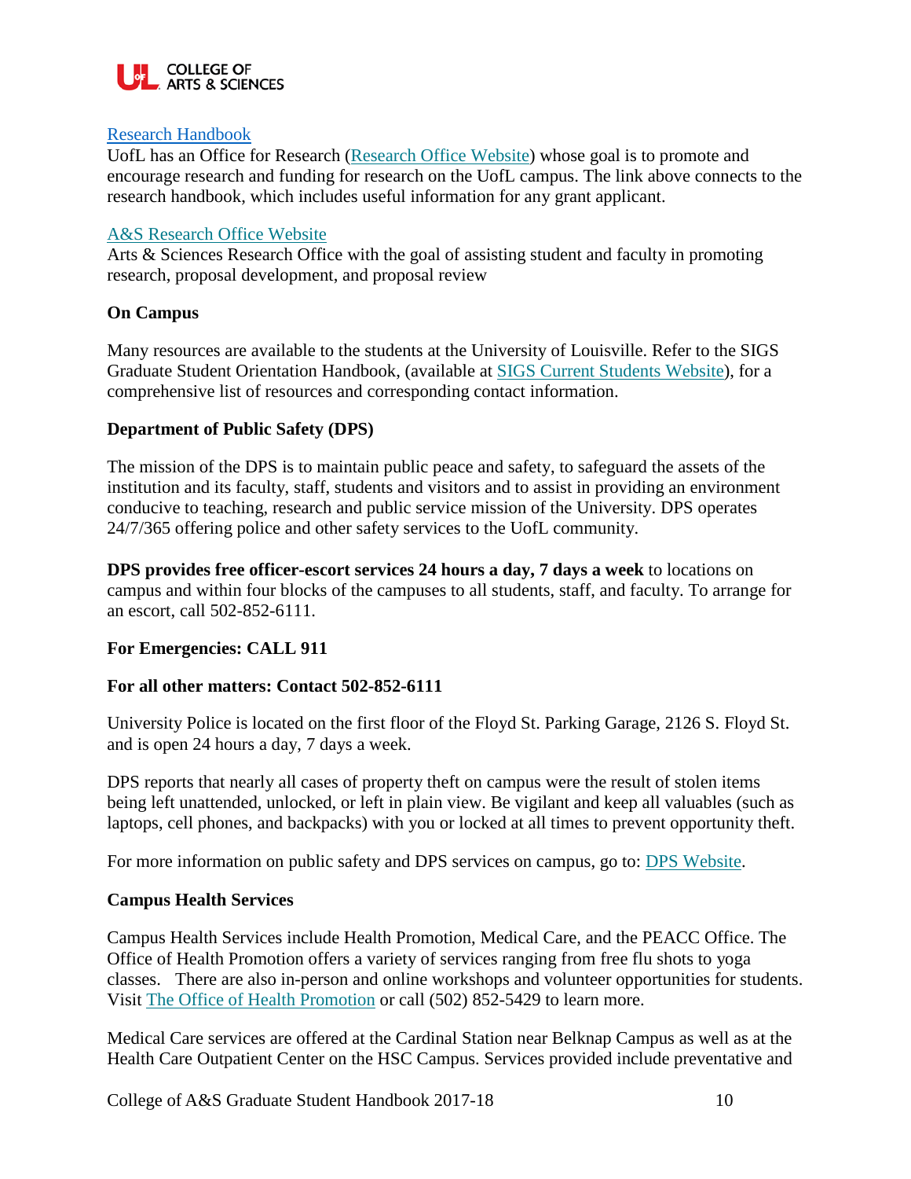[Research Handbook](#)

UofL has an Office for Research ([Research Office Website](#)) whose goal is to promote and encourage research and funding for research on the UofL campus. The link above connects to the research handbook, which includes useful information for any grant applicant.

[A&S Research Office Website](#)

Arts & Sciences Research Office with the goal of assisting student and faculty in promoting research, proposal development, and proposal review

**On Campus**

Many resources are available to the students at the University of Louisville. Refer to the SIGS Graduate Student Orientation Handbook, (available at [SIGS Current Students Website](#)), for a comprehensive list of resources and corresponding contact information.

**Department of Public Safety (DPS)**

The mission of the DPS is to maintain public peace and safety, to safeguard the assets of the institution and its faculty, staff, students and visitors and to assist in providing an environment conducive to teaching, research and public service mission of the University. DPS operates 24/7/365 offering police and other safety services to the UofL community.

**DPS provides free officer-escort services 24 hours a day, 7 days a week** to locations on campus and within four blocks of the campuses to all students, staff, and faculty. To arrange for an escort, call 502-852-6111.

**For Emergencies: CALL 911**

**For all other matters: Contact 502-852-6111**

University Police is located on the first floor of the Floyd St. Parking Garage, 2126 S. Floyd St. and is open 24 hours a day, 7 days a week.

DPS reports that nearly all cases of property theft on campus were the result of stolen items being left unattended, unlocked, or left in plain view. Be vigilant and keep all valuables (such as laptops, cell phones, and backpacks) with you or locked at all times to prevent opportunity theft.

For more information on public safety and DPS services on campus, go to: [DPS Website](#).

**Campus Health Services**

Campus Health Services include Health Promotion, Medical Care, and the PEACC Office. The Office of Health Promotion offers a variety of services ranging from free flu shots to yoga classes. There are also in-person and online workshops and volunteer opportunities for students. Visit [The Office of Health Promotion](#) or call (502) 852-5429 to learn more.

Medical Care services are offered at the Cardinal Station near Belknap Campus as well as at the Health Care Outpatient Center on the HSC Campus. Services provided include preventative and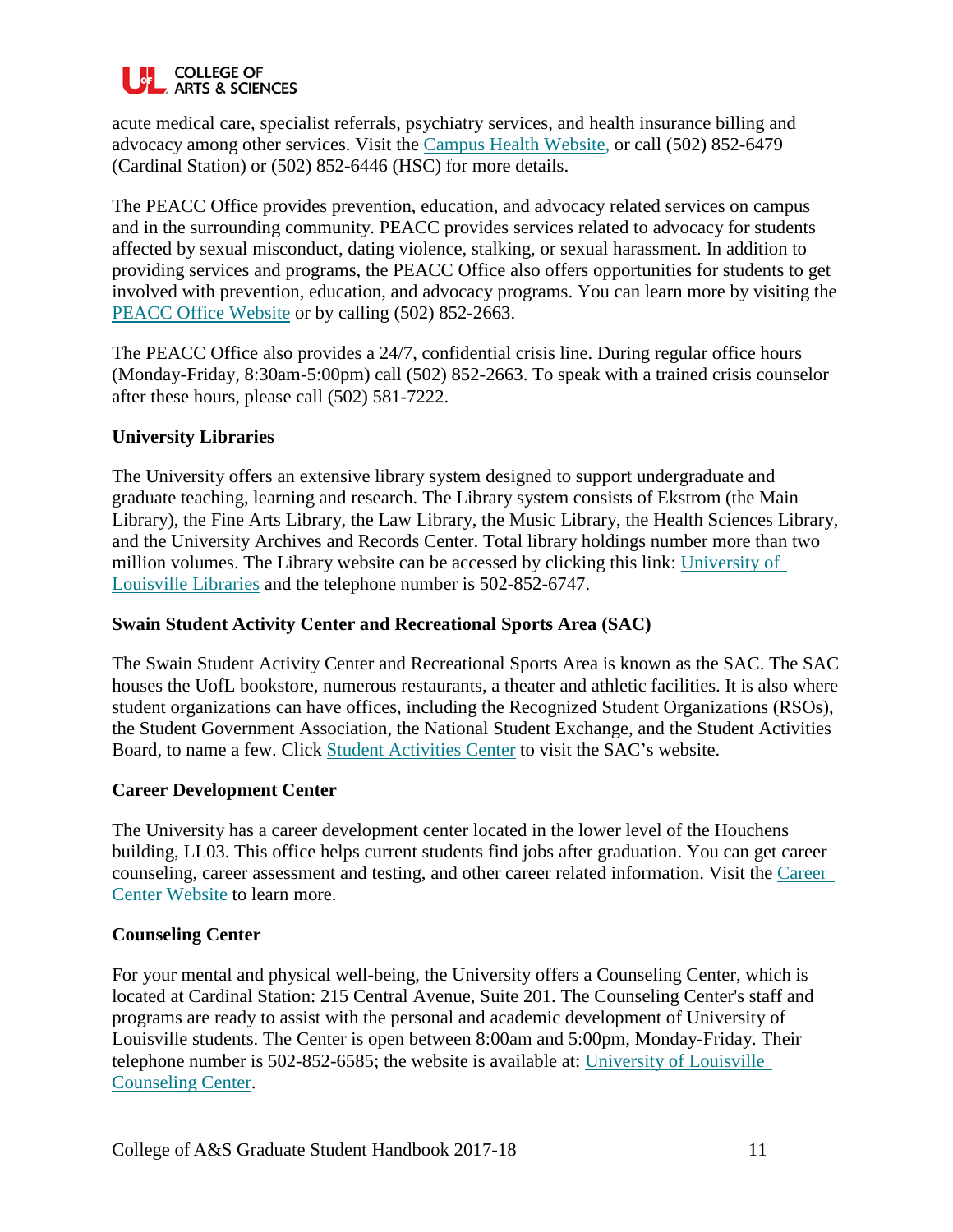acute medical care, specialist referrals, psychiatry services, and health insurance billing and advocacy among other services. Visit the [Campus Health Website](), or call (502) 852-6479 (Cardinal Station) or (502) 852-6446 (HSC) for more details.

The PEACC Office provides prevention, education, and advocacy related services on campus and in the surrounding community. PEACC provides services related to advocacy for students affected by sexual misconduct, dating violence, stalking, or sexual harassment. In addition to providing services and programs, the PEACC Office also offers opportunities for students to get involved with prevention, education, and advocacy programs. You can learn more by visiting the [PEACC Office Website]() or by calling (502) 852-2663.

The PEACC Office also provides a 24/7, confidential crisis line. During regular office hours (Monday-Friday, 8:30am-5:00pm) call (502) 852-2663. To speak with a trained crisis counselor after these hours, please call (502) 581-7222.

**University Libraries**

The University offers an extensive library system designed to support undergraduate and graduate teaching, learning and research. The Library system consists of Ekstrom (the Main Library), the Fine Arts Library, the Law Library, the Music Library, the Health Sciences Library, and the University Archives and Records Center. Total library holdings number more than two million volumes. The Library website can be accessed by clicking this link: [University of Louisville Libraries]() and the telephone number is 502-852-6747.

**Swain Student Activity Center and Recreational Sports Area (SAC)**

The Swain Student Activity Center and Recreational Sports Area is known as the SAC. The SAC houses the UofL bookstore, numerous restaurants, a theater and athletic facilities. It is also where student organizations can have offices, including the Recognized Student Organizations (RSOs), the Student Government Association, the National Student Exchange, and the Student Activities Board, to name a few. Click [Student Activities Center]() to visit the SAC's website.

**Career Development Center**

The University has a career development center located in the lower level of the Houchens building, LL03. This office helps current students find jobs after graduation. You can get career counseling, career assessment and testing, and other career related information. Visit the [Career Center Website]() to learn more.

**Counseling Center**

For your mental and physical well-being, the University offers a Counseling Center, which is located at Cardinal Station: 215 Central Avenue, Suite 201. The Counseling Center's staff and programs are ready to assist with the personal and academic development of University of Louisville students. The Center is open between 8:00am and 5:00pm, Monday-Friday. Their telephone number is 502-852-6585; the website is available at: [University of Louisville Counseling Center]().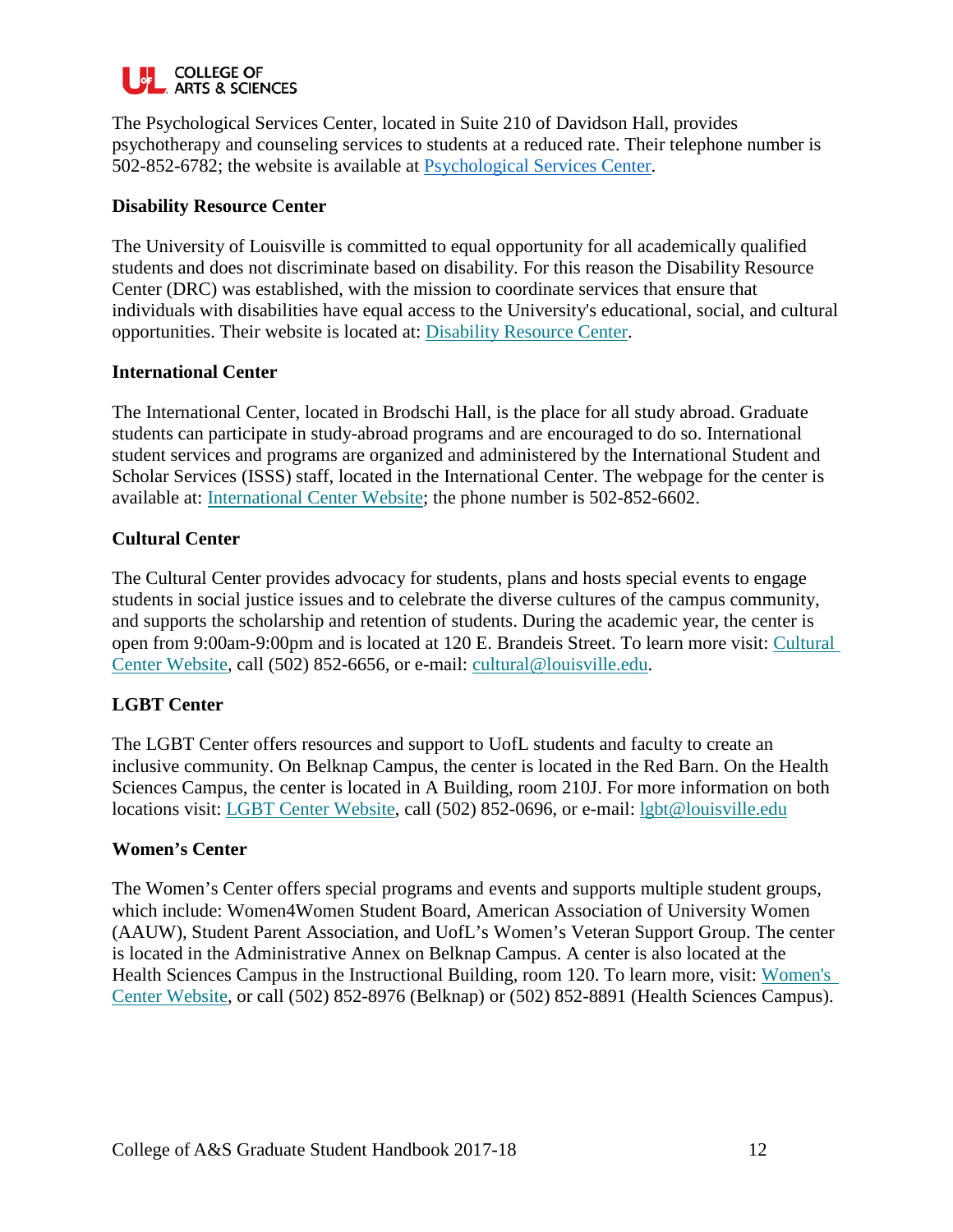The Psychological Services Center, located in Suite 210 of Davidson Hall, provides psychotherapy and counseling services to students at a reduced rate. Their telephone number is 502-852-6782; the website is available at Psychological Services Center.

**Disability Resource Center**

The University of Louisville is committed to equal opportunity for all academically qualified students and does not discriminate based on disability. For this reason the Disability Resource Center (DRC) was established, with the mission to coordinate services that ensure that individuals with disabilities have equal access to the University's educational, social, and cultural opportunities. Their website is located at: Disability Resource Center.

**International Center**

The International Center, located in Brodschi Hall, is the place for all study abroad. Graduate students can participate in study-abroad programs and are encouraged to do so. International student services and programs are organized and administered by the International Student and Scholar Services (ISSS) staff, located in the International Center. The webpage for the center is available at: International Center Website; the phone number is 502-852-6602.

**Cultural Center**

The Cultural Center provides advocacy for students, plans and hosts special events to engage students in social justice issues and to celebrate the diverse cultures of the campus community, and supports the scholarship and retention of students. During the academic year, the center is open from 9:00am-9:00pm and is located at 120 E. Brandeis Street. To learn more visit: Cultural Center Website, call (502) 852-6656, or e-mail: cultural@louisville.edu.

**LGBT Center**

The LGBT Center offers resources and support to UofL students and faculty to create an inclusive community. On Belknap Campus, the center is located in the Red Barn. On the Health Sciences Campus, the center is located in A Building, room 210J. For more information on both locations visit: LGBT Center Website, call (502) 852-0696, or e-mail: lgbt@louisville.edu

**Women's Center**

The Women's Center offers special programs and events and supports multiple student groups, which include: Women4Women Student Board, American Association of University Women (AAUW), Student Parent Association, and UofL's Women's Veteran Support Group. The center is located in the Administrative Annex on Belknap Campus. A center is also located at the Health Sciences Campus in the Instructional Building, room 120. To learn more, visit: Women's Center Website, or call (502) 852-8976 (Belknap) or (502) 852-8891 (Health Sciences Campus).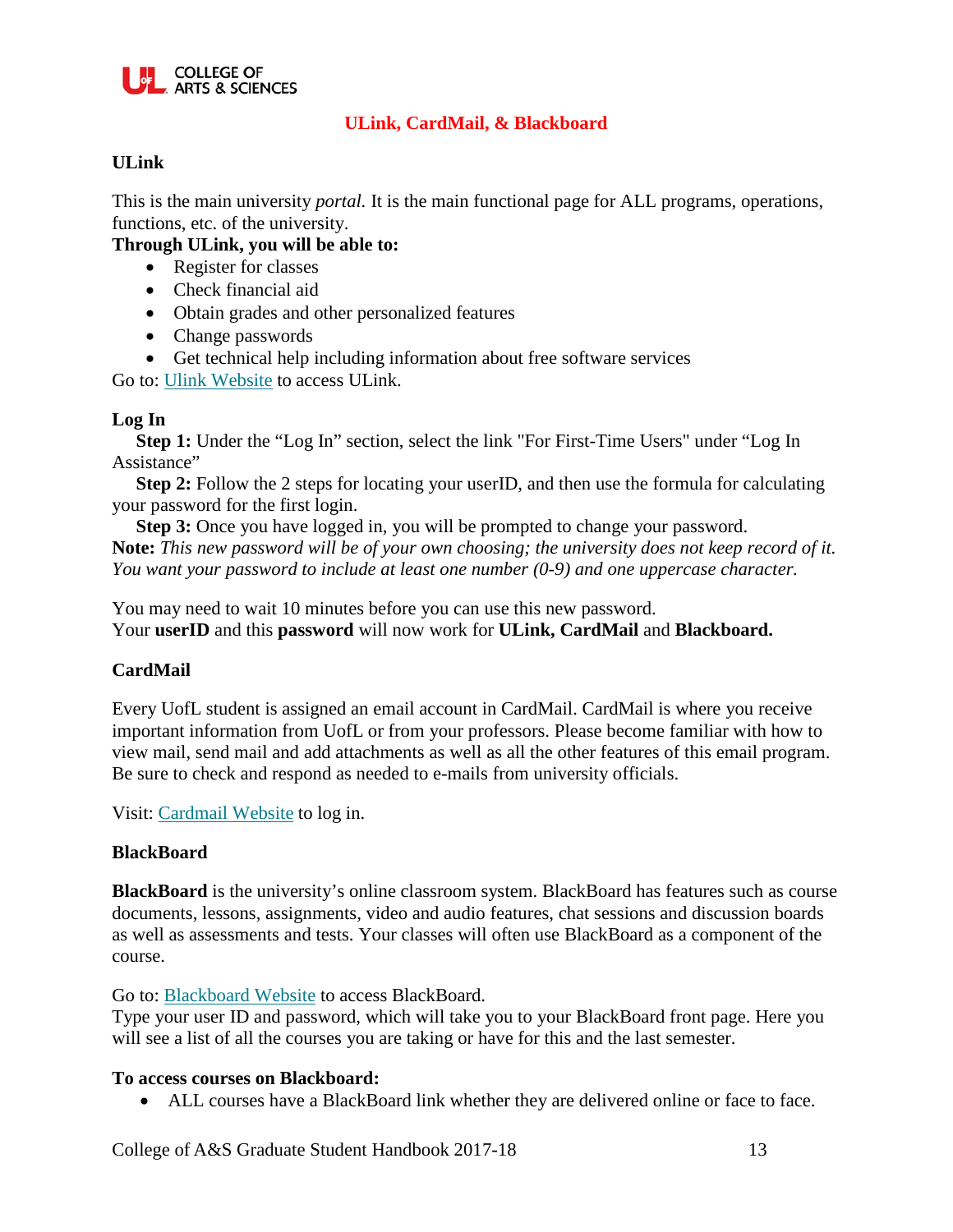# ULink, CardMail, & Blackboard

## ULink

This is the main university *portal.* It is the main functional page for ALL programs, operations, functions, etc. of the university.

**Through ULink, you will be able to:**

- Register for classes
- Check financial aid
- Obtain grades and other personalized features
- Change passwords
- Get technical help including information about free software services

Go to: Ulink Website to access ULink.

### Log In

**Step 1:** Under the "Log In" section, select the link "For First-Time Users" under "Log In Assistance"

**Step 2:** Follow the 2 steps for locating your userID, and then use the formula for calculating your password for the first login.

**Step 3:** Once you have logged in, you will be prompted to change your password.

**Note:** *This new password will be of your own choosing; the university does not keep record of it. You want your password to include at least one number (0-9) and one uppercase character.*

You may need to wait 10 minutes before you can use this new password.
Your **userID** and this **password** will now work for **ULink, CardMail** and **Blackboard.**

## CardMail

Every UofL student is assigned an email account in CardMail. CardMail is where you receive important information from UofL or from your professors. Please become familiar with how to view mail, send mail and add attachments as well as all the other features of this email program. Be sure to check and respond as needed to e-mails from university officials.

Visit: Cardmail Website to log in.

## BlackBoard

**BlackBoard** is the university's online classroom system. BlackBoard has features such as course documents, lessons, assignments, video and audio features, chat sessions and discussion boards as well as assessments and tests. Your classes will often use BlackBoard as a component of the course.

Go to: Blackboard Website to access BlackBoard.
Type your user ID and password, which will take you to your BlackBoard front page. Here you will see a list of all the courses you are taking or have for this and the last semester.

**To access courses on Blackboard:**

- ALL courses have a BlackBoard link whether they are delivered online or face to face.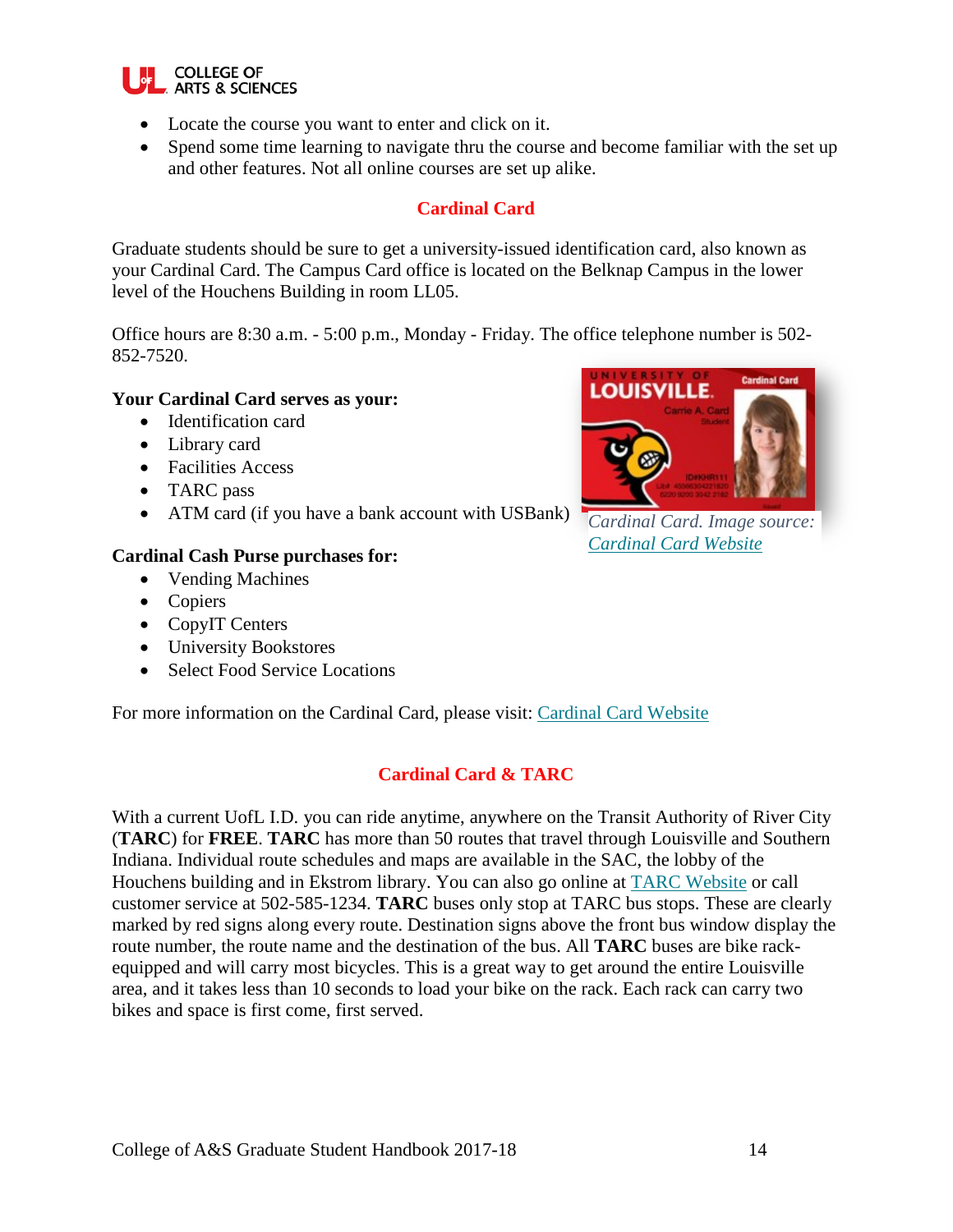- Locate the course you want to enter and click on it.
- Spend some time learning to navigate thru the course and become familiar with the set up and other features. Not all online courses are set up alike.

## Cardinal Card

Graduate students should be sure to get a university-issued identification card, also known as your Cardinal Card. The Campus Card office is located on the Belknap Campus in the lower level of the Houchens Building in room LL05.

Office hours are 8:30 a.m. - 5:00 p.m., Monday - Friday. The office telephone number is 502-852-7520.

**Your Cardinal Card serves as your:**

- Identification card
- Library card
- Facilities Access
- TARC pass
- ATM card (if you have a bank account with USBank)

*Cardinal Card. Image source: Cardinal Card Website*

**Cardinal Cash Purse purchases for:**

- Vending Machines
- Copiers
- CopyIT Centers
- University Bookstores
- Select Food Service Locations

For more information on the Cardinal Card, please visit: Cardinal Card Website

## Cardinal Card & TARC

With a current UofL I.D. you can ride anytime, anywhere on the Transit Authority of River City (**TARC**) for **FREE**. **TARC** has more than 50 routes that travel through Louisville and Southern Indiana. Individual route schedules and maps are available in the SAC, the lobby of the Houchens building and in Ekstrom library. You can also go online at TARC Website or call customer service at 502-585-1234. **TARC** buses only stop at TARC bus stops. These are clearly marked by red signs along every route. Destination signs above the front bus window display the route number, the route name and the destination of the bus. All **TARC** buses are bike rack-equipped and will carry most bicycles. This is a great way to get around the entire Louisville area, and it takes less than 10 seconds to load your bike on the rack. Each rack can carry two bikes and space is first come, first served.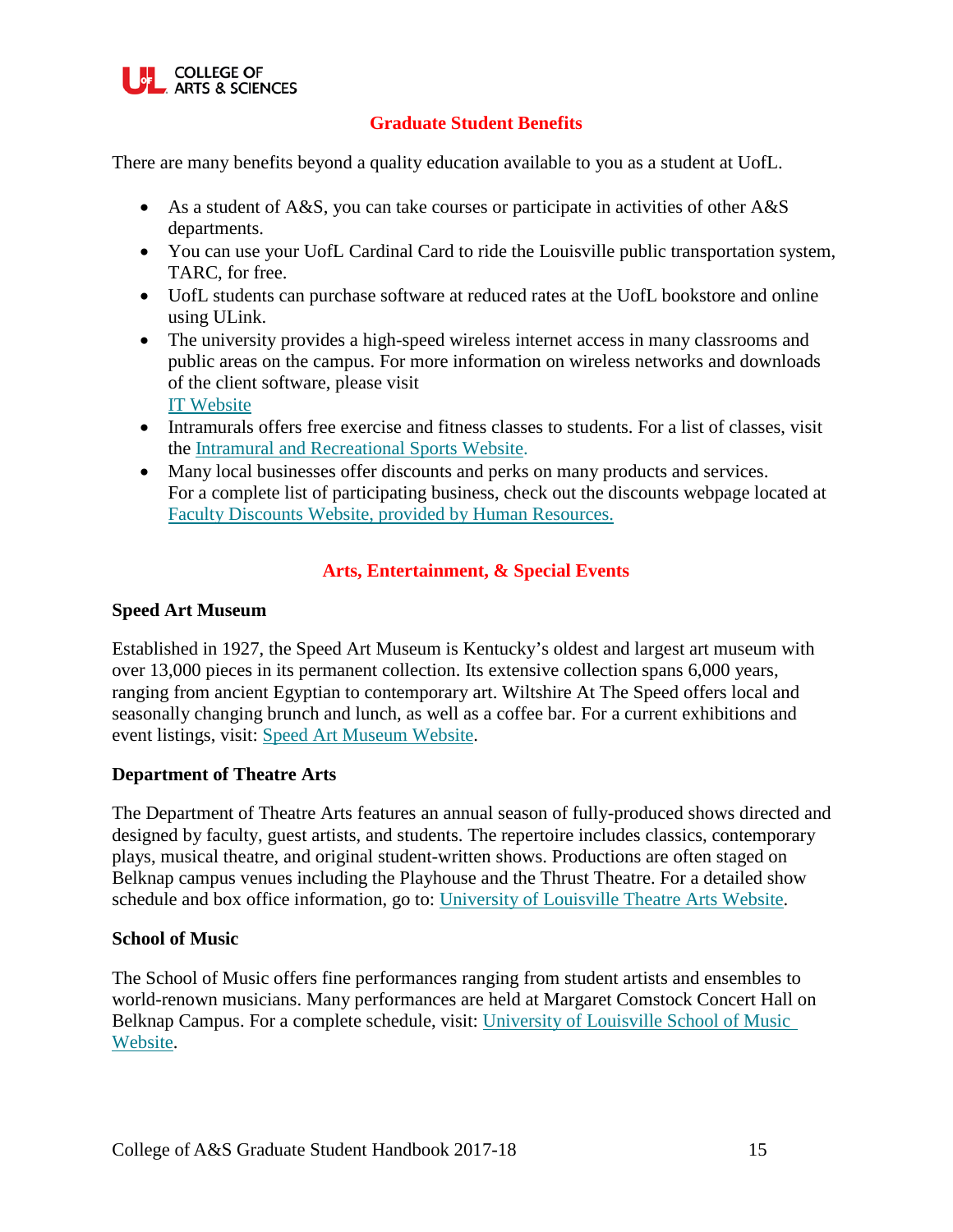## Graduate Student Benefits

There are many benefits beyond a quality education available to you as a student at UofL.

- As a student of A&S, you can take courses or participate in activities of other A&S departments.
- You can use your UofL Cardinal Card to ride the Louisville public transportation system, TARC, for free.
- UofL students can purchase software at reduced rates at the UofL bookstore and online using ULink.
- The university provides a high-speed wireless internet access in many classrooms and public areas on the campus. For more information on wireless networks and downloads of the client software, please visit
  IT Website
- Intramurals offers free exercise and fitness classes to students. For a list of classes, visit the Intramural and Recreational Sports Website.
- Many local businesses offer discounts and perks on many products and services.
  For a complete list of participating business, check out the discounts webpage located at Faculty Discounts Website, provided by Human Resources.

## Arts, Entertainment, & Special Events

### Speed Art Museum

Established in 1927, the Speed Art Museum is Kentucky's oldest and largest art museum with over 13,000 pieces in its permanent collection. Its extensive collection spans 6,000 years, ranging from ancient Egyptian to contemporary art. Wiltshire At The Speed offers local and seasonally changing brunch and lunch, as well as a coffee bar. For a current exhibitions and event listings, visit: Speed Art Museum Website.

### Department of Theatre Arts

The Department of Theatre Arts features an annual season of fully-produced shows directed and designed by faculty, guest artists, and students. The repertoire includes classics, contemporary plays, musical theatre, and original student-written shows. Productions are often staged on Belknap campus venues including the Playhouse and the Thrust Theatre. For a detailed show schedule and box office information, go to: University of Louisville Theatre Arts Website.

### School of Music

The School of Music offers fine performances ranging from student artists and ensembles to world-renown musicians. Many performances are held at Margaret Comstock Concert Hall on Belknap Campus. For a complete schedule, visit: University of Louisville School of Music Website.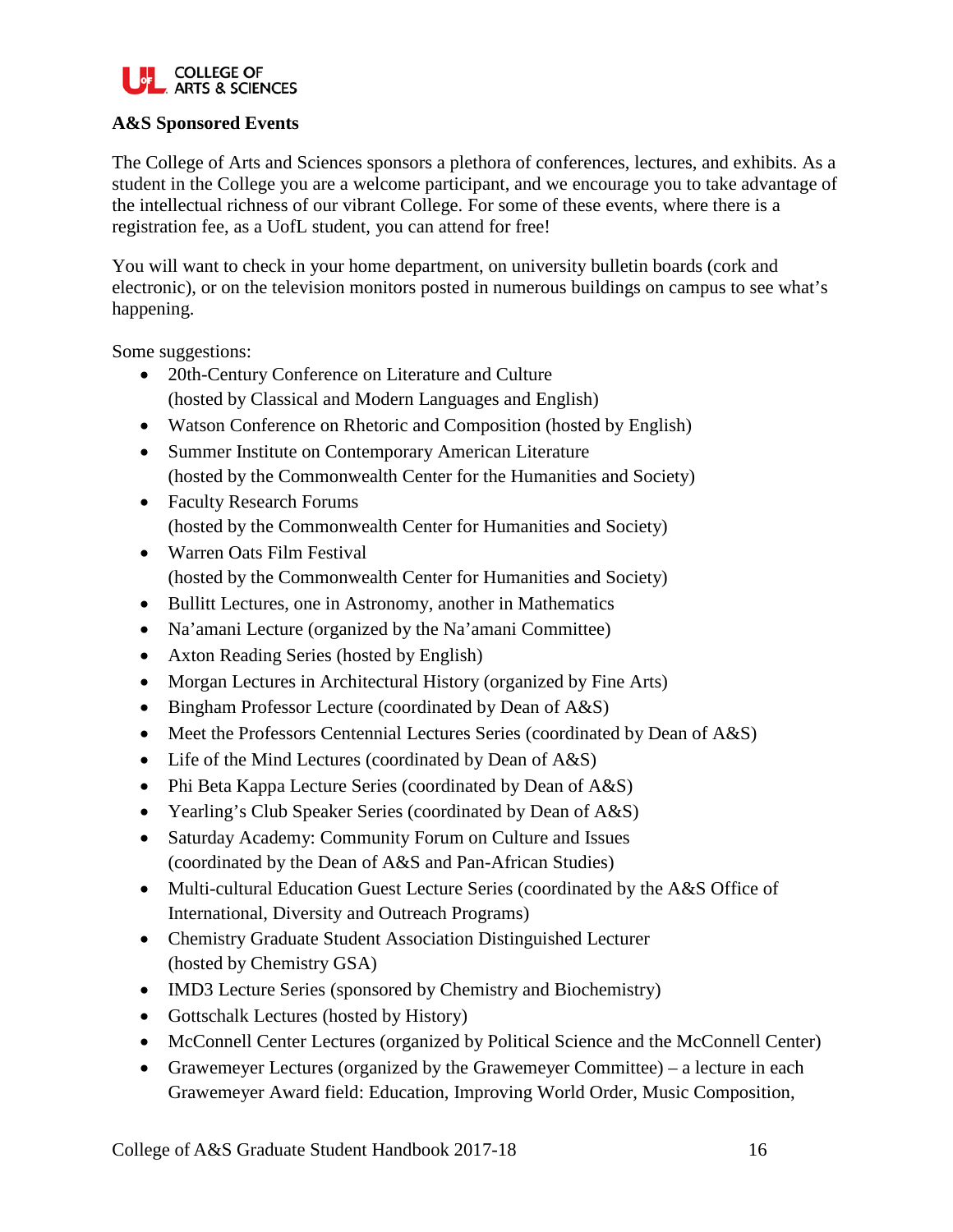## A&S Sponsored Events

The College of Arts and Sciences sponsors a plethora of conferences, lectures, and exhibits. As a student in the College you are a welcome participant, and we encourage you to take advantage of the intellectual richness of our vibrant College. For some of these events, where there is a registration fee, as a UofL student, you can attend for free!

You will want to check in your home department, on university bulletin boards (cork and electronic), or on the television monitors posted in numerous buildings on campus to see what's happening.

Some suggestions:

- 20th-Century Conference on Literature and Culture (hosted by Classical and Modern Languages and English)
- Watson Conference on Rhetoric and Composition (hosted by English)
- Summer Institute on Contemporary American Literature (hosted by the Commonwealth Center for the Humanities and Society)
- Faculty Research Forums (hosted by the Commonwealth Center for Humanities and Society)
- Warren Oats Film Festival (hosted by the Commonwealth Center for Humanities and Society)
- Bullitt Lectures, one in Astronomy, another in Mathematics
- Na'amani Lecture (organized by the Na'amani Committee)
- Axton Reading Series (hosted by English)
- Morgan Lectures in Architectural History (organized by Fine Arts)
- Bingham Professor Lecture (coordinated by Dean of A&S)
- Meet the Professors Centennial Lectures Series (coordinated by Dean of A&S)
- Life of the Mind Lectures (coordinated by Dean of A&S)
- Phi Beta Kappa Lecture Series (coordinated by Dean of A&S)
- Yearling's Club Speaker Series (coordinated by Dean of A&S)
- Saturday Academy: Community Forum on Culture and Issues (coordinated by the Dean of A&S and Pan-African Studies)
- Multi-cultural Education Guest Lecture Series (coordinated by the A&S Office of International, Diversity and Outreach Programs)
- Chemistry Graduate Student Association Distinguished Lecturer (hosted by Chemistry GSA)
- IMD3 Lecture Series (sponsored by Chemistry and Biochemistry)
- Gottschalk Lectures (hosted by History)
- McConnell Center Lectures (organized by Political Science and the McConnell Center)
- Grawemeyer Lectures (organized by the Grawemeyer Committee) – a lecture in each Grawemeyer Award field: Education, Improving World Order, Music Composition,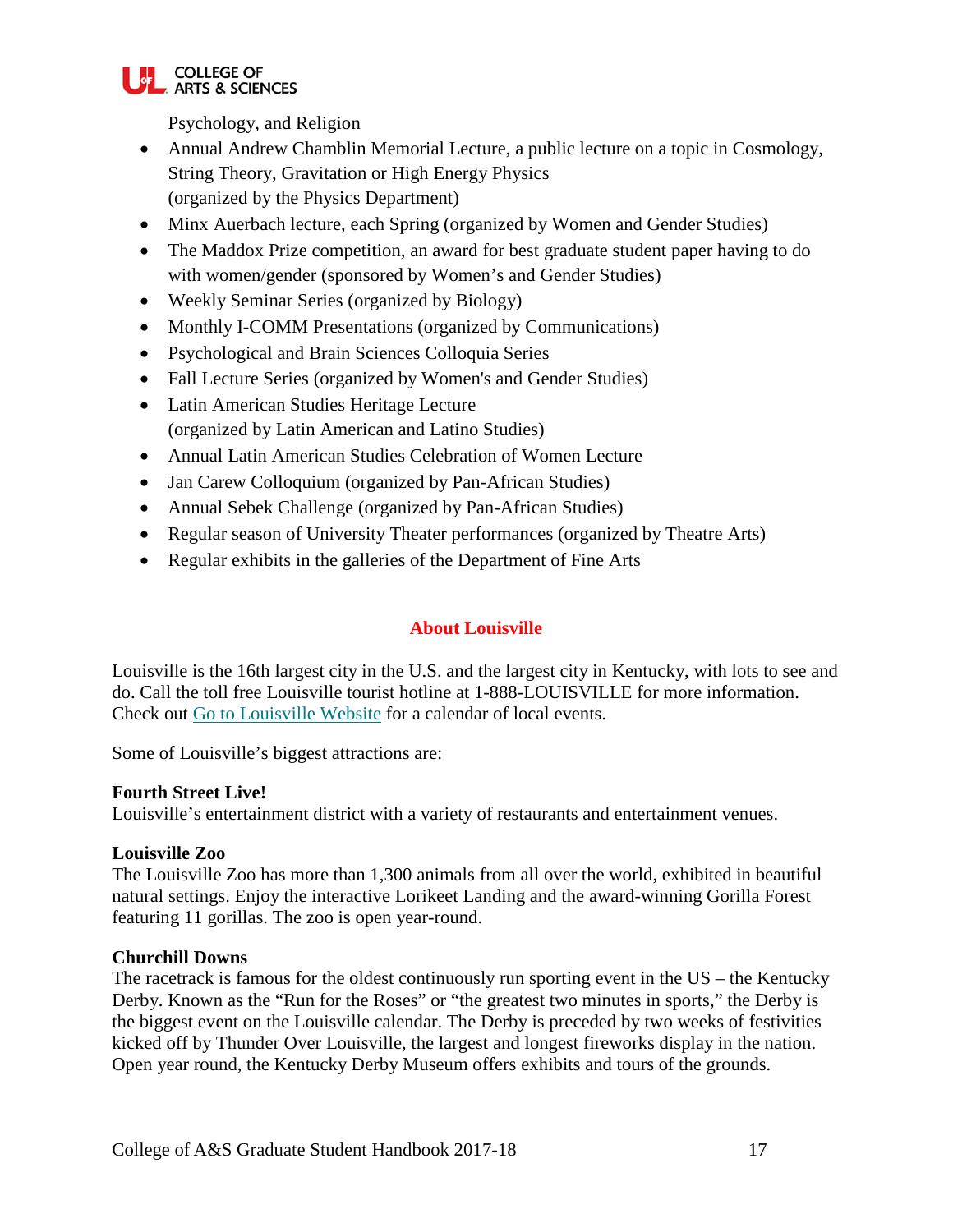Psychology, and Religion

- Annual Andrew Chamblin Memorial Lecture, a public lecture on a topic in Cosmology, String Theory, Gravitation or High Energy Physics (organized by the Physics Department)
- Minx Auerbach lecture, each Spring (organized by Women and Gender Studies)
- The Maddox Prize competition, an award for best graduate student paper having to do with women/gender (sponsored by Women's and Gender Studies)
- Weekly Seminar Series (organized by Biology)
- Monthly I-COMM Presentations (organized by Communications)
- Psychological and Brain Sciences Colloquia Series
- Fall Lecture Series (organized by Women's and Gender Studies)
- Latin American Studies Heritage Lecture (organized by Latin American and Latino Studies)
- Annual Latin American Studies Celebration of Women Lecture
- Jan Carew Colloquium (organized by Pan-African Studies)
- Annual Sebek Challenge (organized by Pan-African Studies)
- Regular season of University Theater performances (organized by Theatre Arts)
- Regular exhibits in the galleries of the Department of Fine Arts

## About Louisville

Louisville is the 16th largest city in the U.S. and the largest city in Kentucky, with lots to see and do. Call the toll free Louisville tourist hotline at 1-888-LOUISVILLE for more information. Check out Go to Louisville Website for a calendar of local events.

Some of Louisville's biggest attractions are:

**Fourth Street Live!**
Louisville's entertainment district with a variety of restaurants and entertainment venues.

**Louisville Zoo**
The Louisville Zoo has more than 1,300 animals from all over the world, exhibited in beautiful natural settings. Enjoy the interactive Lorikeet Landing and the award-winning Gorilla Forest featuring 11 gorillas. The zoo is open year-round.

**Churchill Downs**
The racetrack is famous for the oldest continuously run sporting event in the US – the Kentucky Derby. Known as the "Run for the Roses" or "the greatest two minutes in sports," the Derby is the biggest event on the Louisville calendar. The Derby is preceded by two weeks of festivities kicked off by Thunder Over Louisville, the largest and longest fireworks display in the nation. Open year round, the Kentucky Derby Museum offers exhibits and tours of the grounds.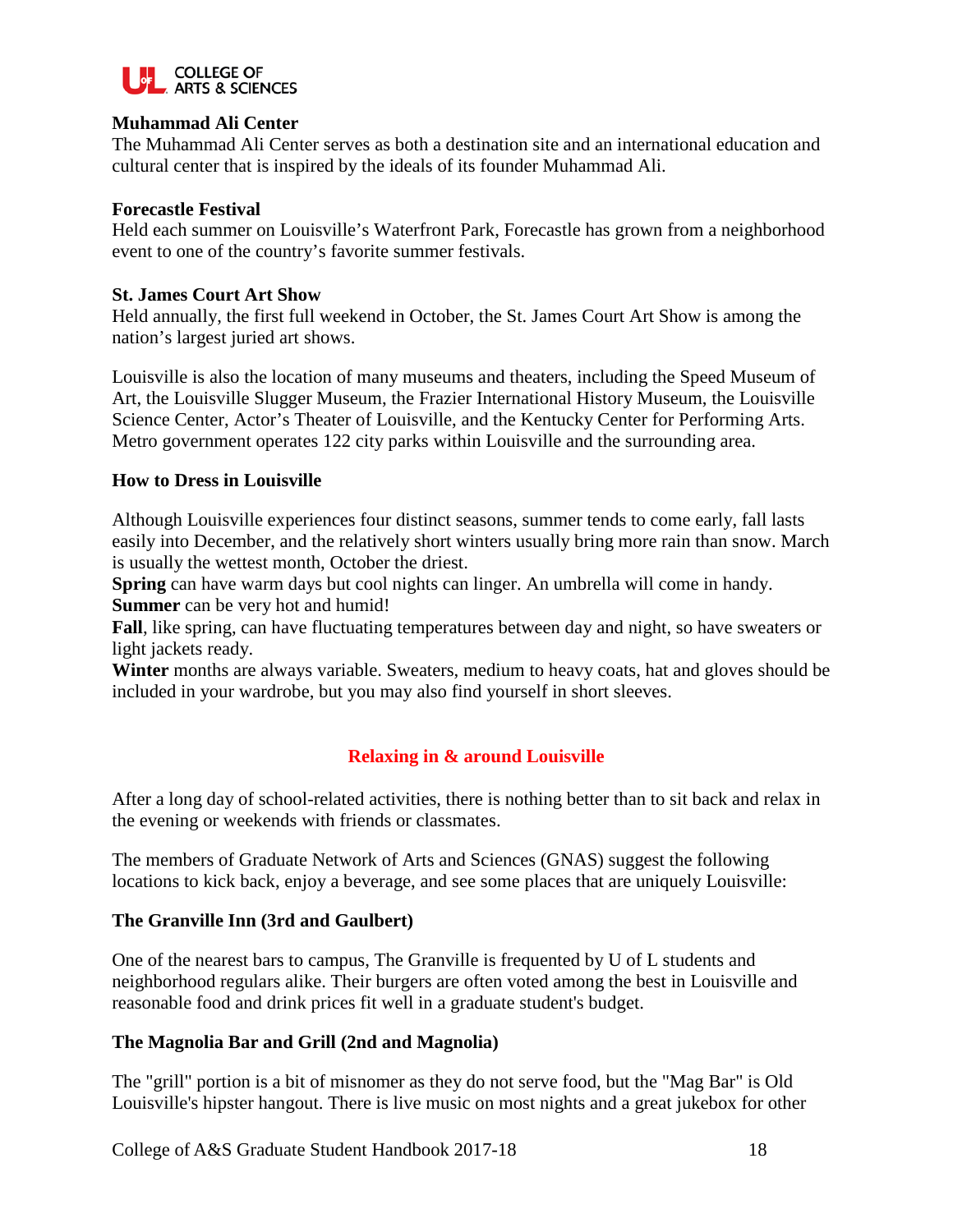**Muhammad Ali Center**
The Muhammad Ali Center serves as both a destination site and an international education and cultural center that is inspired by the ideals of its founder Muhammad Ali.

**Forecastle Festival**
Held each summer on Louisville's Waterfront Park, Forecastle has grown from a neighborhood event to one of the country's favorite summer festivals.

**St. James Court Art Show**
Held annually, the first full weekend in October, the St. James Court Art Show is among the nation's largest juried art shows.

Louisville is also the location of many museums and theaters, including the Speed Museum of Art, the Louisville Slugger Museum, the Frazier International History Museum, the Louisville Science Center, Actor's Theater of Louisville, and the Kentucky Center for Performing Arts. Metro government operates 122 city parks within Louisville and the surrounding area.

**How to Dress in Louisville**

Although Louisville experiences four distinct seasons, summer tends to come early, fall lasts easily into December, and the relatively short winters usually bring more rain than snow. March is usually the wettest month, October the driest.
**Spring** can have warm days but cool nights can linger. An umbrella will come in handy.
**Summer** can be very hot and humid!
**Fall**, like spring, can have fluctuating temperatures between day and night, so have sweaters or light jackets ready.
**Winter** months are always variable. Sweaters, medium to heavy coats, hat and gloves should be included in your wardrobe, but you may also find yourself in short sleeves.

## Relaxing in & around Louisville

After a long day of school-related activities, there is nothing better than to sit back and relax in the evening or weekends with friends or classmates.

The members of Graduate Network of Arts and Sciences (GNAS) suggest the following locations to kick back, enjoy a beverage, and see some places that are uniquely Louisville:

**The Granville Inn (3rd and Gaulbert)**

One of the nearest bars to campus, The Granville is frequented by U of L students and neighborhood regulars alike. Their burgers are often voted among the best in Louisville and reasonable food and drink prices fit well in a graduate student's budget.

**The Magnolia Bar and Grill (2nd and Magnolia)**

The "grill" portion is a bit of misnomer as they do not serve food, but the "Mag Bar" is Old Louisville's hipster hangout. There is live music on most nights and a great jukebox for other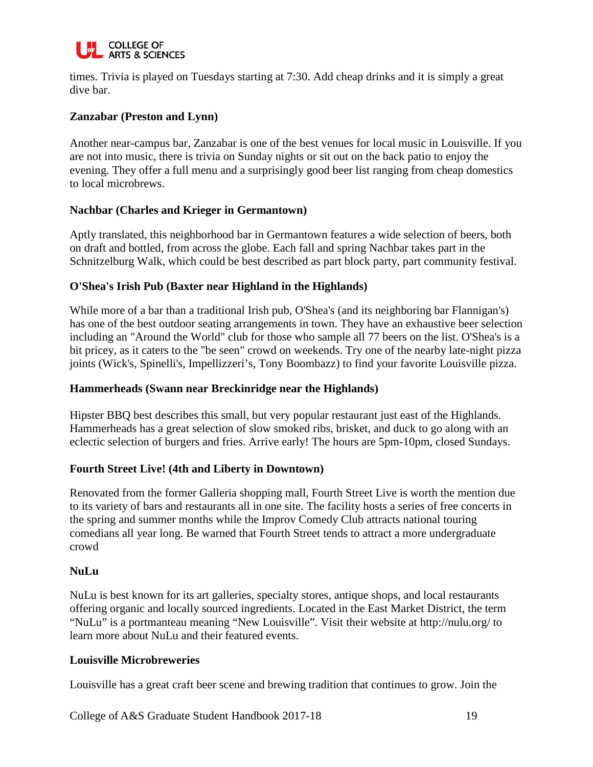times. Trivia is played on Tuesdays starting at 7:30. Add cheap drinks and it is simply a great dive bar.

**Zanzabar (Preston and Lynn)**

Another near-campus bar, Zanzabar is one of the best venues for local music in Louisville. If you are not into music, there is trivia on Sunday nights or sit out on the back patio to enjoy the evening. They offer a full menu and a surprisingly good beer list ranging from cheap domestics to local microbrews.

**Nachbar (Charles and Krieger in Germantown)**

Aptly translated, this neighborhood bar in Germantown features a wide selection of beers, both on draft and bottled, from across the globe. Each fall and spring Nachbar takes part in the Schnitzelburg Walk, which could be best described as part block party, part community festival.

**O'Shea's Irish Pub (Baxter near Highland in the Highlands)**

While more of a bar than a traditional Irish pub, O'Shea's (and its neighboring bar Flannigan's) has one of the best outdoor seating arrangements in town. They have an exhaustive beer selection including an "Around the World" club for those who sample all 77 beers on the list. O'Shea's is a bit pricey, as it caters to the "be seen" crowd on weekends. Try one of the nearby late-night pizza joints (Wick's, Spinelli's, Impellizzeri's, Tony Boombazz) to find your favorite Louisville pizza.

**Hammerheads (Swann near Breckinridge near the Highlands)**

Hipster BBQ best describes this small, but very popular restaurant just east of the Highlands. Hammerheads has a great selection of slow smoked ribs, brisket, and duck to go along with an eclectic selection of burgers and fries. Arrive early! The hours are 5pm-10pm, closed Sundays.

**Fourth Street Live! (4th and Liberty in Downtown)**

Renovated from the former Galleria shopping mall, Fourth Street Live is worth the mention due to its variety of bars and restaurants all in one site. The facility hosts a series of free concerts in the spring and summer months while the Improv Comedy Club attracts national touring comedians all year long. Be warned that Fourth Street tends to attract a more undergraduate crowd

**NuLu**

NuLu is best known for its art galleries, specialty stores, antique shops, and local restaurants offering organic and locally sourced ingredients. Located in the East Market District, the term "NuLu" is a portmanteau meaning "New Louisville". Visit their website at http://nulu.org/ to learn more about NuLu and their featured events.

**Louisville Microbreweries**

Louisville has a great craft beer scene and brewing tradition that continues to grow. Join the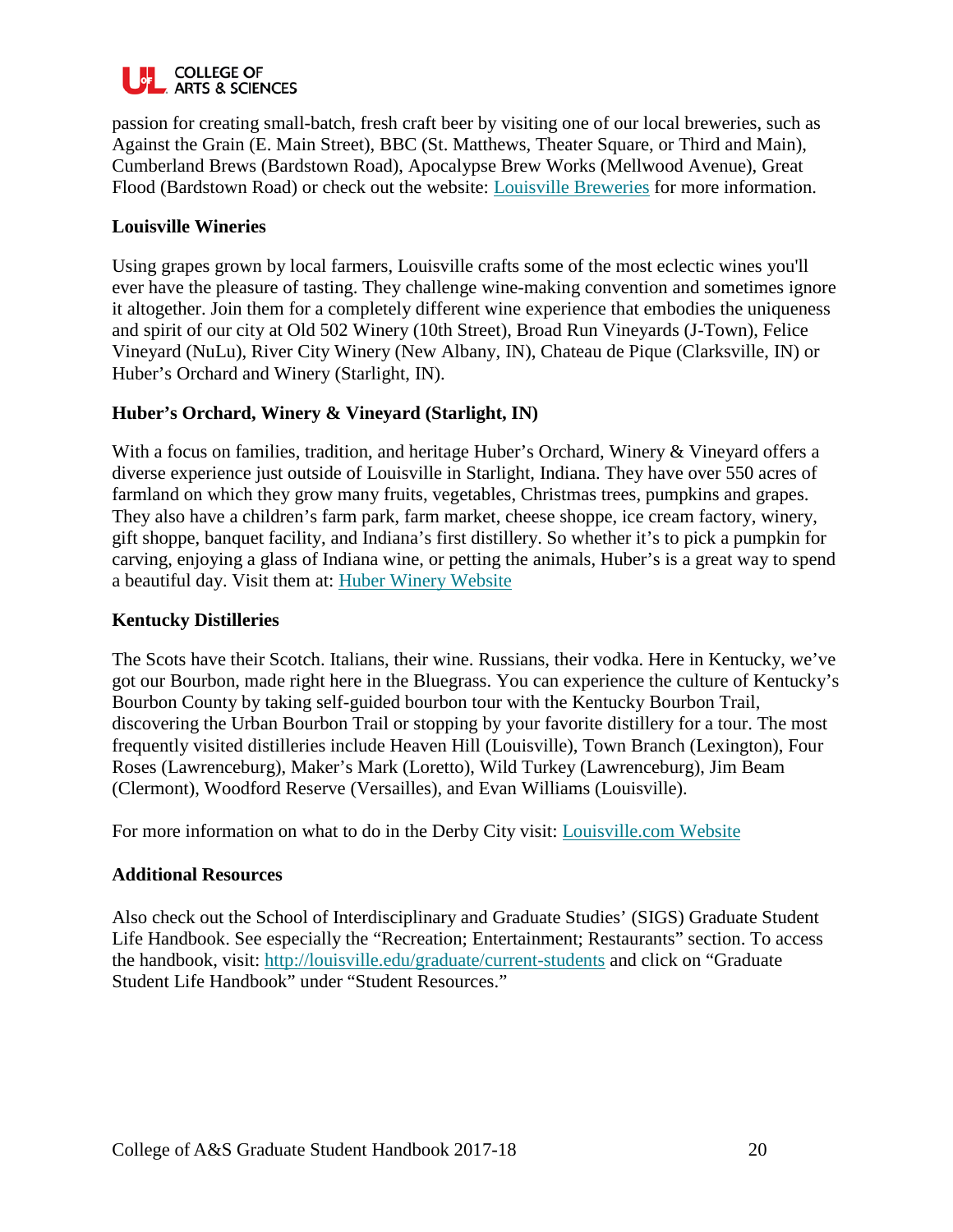passion for creating small-batch, fresh craft beer by visiting one of our local breweries, such as Against the Grain (E. Main Street), BBC (St. Matthews, Theater Square, or Third and Main), Cumberland Brews (Bardstown Road), Apocalypse Brew Works (Mellwood Avenue), Great Flood (Bardstown Road) or check out the website: [Louisville Breweries]() for more information.

**Louisville Wineries**

Using grapes grown by local farmers, Louisville crafts some of the most eclectic wines you'll ever have the pleasure of tasting. They challenge wine-making convention and sometimes ignore it altogether. Join them for a completely different wine experience that embodies the uniqueness and spirit of our city at Old 502 Winery (10th Street), Broad Run Vineyards (J-Town), Felice Vineyard (NuLu), River City Winery (New Albany, IN), Chateau de Pique (Clarksville, IN) or Huber's Orchard and Winery (Starlight, IN).

**Huber's Orchard, Winery & Vineyard (Starlight, IN)**

With a focus on families, tradition, and heritage Huber's Orchard, Winery & Vineyard offers a diverse experience just outside of Louisville in Starlight, Indiana. They have over 550 acres of farmland on which they grow many fruits, vegetables, Christmas trees, pumpkins and grapes. They also have a children's farm park, farm market, cheese shoppe, ice cream factory, winery, gift shoppe, banquet facility, and Indiana's first distillery. So whether it's to pick a pumpkin for carving, enjoying a glass of Indiana wine, or petting the animals, Huber's is a great way to spend a beautiful day. Visit them at: [Huber Winery Website]()

**Kentucky Distilleries**

The Scots have their Scotch. Italians, their wine. Russians, their vodka. Here in Kentucky, we've got our Bourbon, made right here in the Bluegrass. You can experience the culture of Kentucky's Bourbon County by taking self-guided bourbon tour with the Kentucky Bourbon Trail, discovering the Urban Bourbon Trail or stopping by your favorite distillery for a tour. The most frequently visited distilleries include Heaven Hill (Louisville), Town Branch (Lexington), Four Roses (Lawrenceburg), Maker's Mark (Loretto), Wild Turkey (Lawrenceburg), Jim Beam (Clermont), Woodford Reserve (Versailles), and Evan Williams (Louisville).

For more information on what to do in the Derby City visit: [Louisville.com Website]()

**Additional Resources**

Also check out the School of Interdisciplinary and Graduate Studies' (SIGS) Graduate Student Life Handbook. See especially the "Recreation; Entertainment; Restaurants" section. To access the handbook, visit: [http://louisville.edu/graduate/current-students](http://louisville.edu/graduate/current-students) and click on "Graduate Student Life Handbook" under "Student Resources."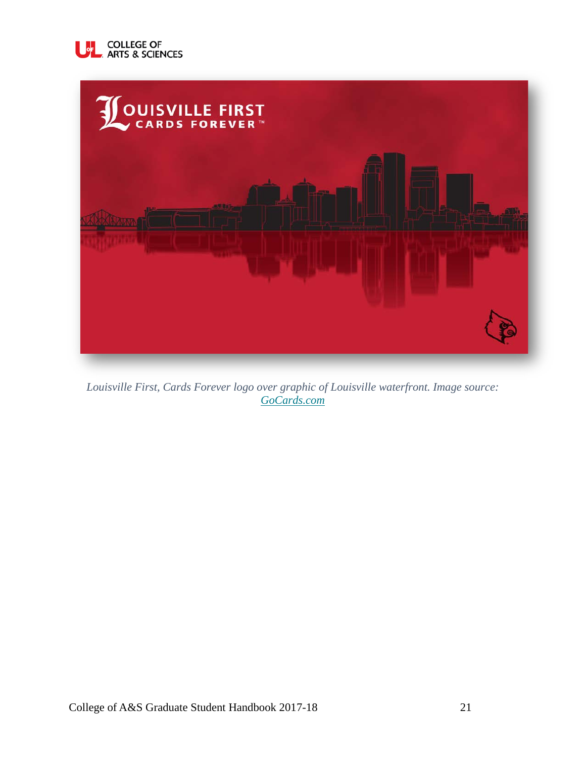*Louisville First, Cards Forever logo over graphic of Louisville waterfront. Image source: [GoCards.com](GoCards.com)*